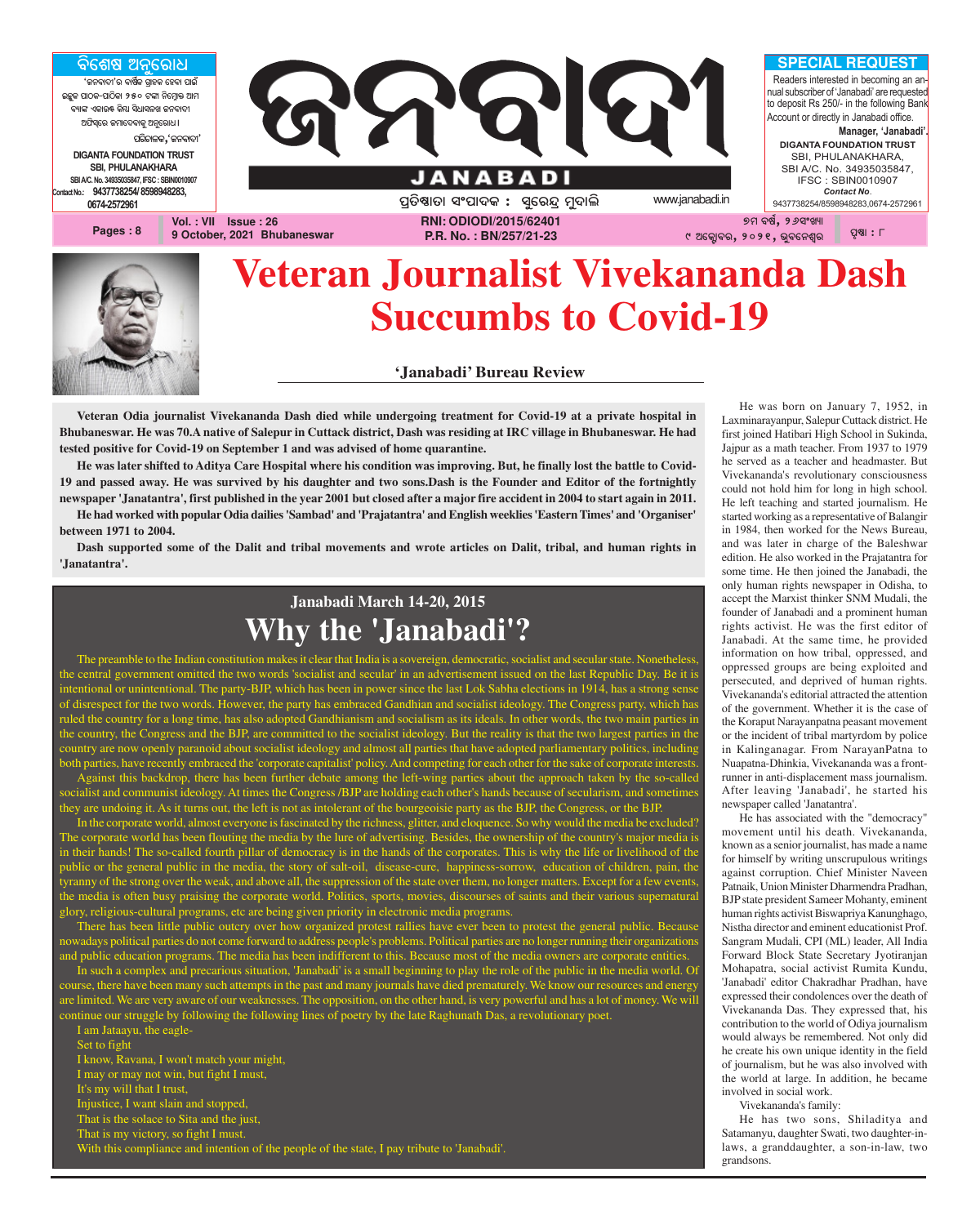# ଜନବାଦୀ

## JANABADI

ପ୍ରତିଷ୍ଠାତା ସଂପାଦକ : ସୁରେନ୍ଦ୍ର ମୁଦାଲି

www.janabadi.in

**ବିଶେଷ ଅନୁରୋଧ**

'ଜନବାଦୀ'ର ବାର୍ଷିକ ଗ୍ରାହକ ହେବା ପାଇଁ ଇଚ୍ଛୁକ ପାଠକ-ପାଠିକା ୨୫୦ ଟଙ୍କା ନିମ୍ନୋକ୍ତ ଆମ ବ୍ୟାଙ୍କ ଏକାଉଣ୍ଟ କିମ୍ବା ସିଧାସଳଖ ଜନବାଦୀ ଅଫିସ୍‌ରେ ଜମାଦେବାକୁ ଅନୁରୋଧ ।

ପରିଚାଳକ,'ଜନବାଦୀ'

DIGANTA FOUNDATION TRUST
SBI, PHULANAKHARA
SBI A/C. No. 34935035847, IFSC : SBIN0010907
Contact No.: 9437738254/ 8598948283, 0674-2572961

**SPECIAL REQUEST**

Readers interested in becoming an annual subscriber of 'Janabadi' are requested to deposit Rs 250/- in the following Bank Account or directly in Janabadi office.

**Manager, 'Janabadi'.**

DIGANTA FOUNDATION TRUST
SBI, PHULANAKHARA,
SBI A/C. No. 34935035847,
IFSC : SBIN0010907
*Contact No.*
9437738254/8598948283,0674-2572961

Pages : 8 | Vol. : VII Issue : 26 | 9 October, 2021 Bhubaneswar | RNI: ODIODI/2015/62401 | P.R. No. : BN/257/21-23 | ୭ମ ବର୍ଷ, ୨୬ସଂଖ୍ୟା | ୯ ଅକ୍ଟୋବର, ୨୦୨୧, ଭୁବନେଶ୍ୱର | ପୃଷ୍ଠା : ୮

# Veteran Journalist Vivekananda Dash Succumbs to Covid-19

**'Janabadi' Bureau Review**

**Veteran Odia journalist Vivekananda Dash died while undergoing treatment for Covid-19 at a private hospital in Bhubaneswar. He was 70.A native of Salepur in Cuttack district, Dash was residing at IRC village in Bhubaneswar. He had tested positive for Covid-19 on September 1 and was advised of home quarantine.**

**He was later shifted to Aditya Care Hospital where his condition was improving. But, he finally lost the battle to Covid-19 and passed away. He was survived by his daughter and two sons.Dash is the Founder and Editor of the fortnightly newspaper 'Janatantra', first published in the year 2001 but closed after a major fire accident in 2004 to start again in 2011.**

**He had worked with popular Odia dailies 'Sambad' and 'Prajatantra' and English weeklies 'Eastern Times' and 'Organiser' between 1971 to 2004.**

**Dash supported some of the Dalit and tribal movements and wrote articles on Dalit, tribal, and human rights in 'Janatantra'.**

He was born on January 7, 1952, in Laxminarayanpur, Salepur Cuttack district. He first joined Hatibari High School in Sukinda, Jajpur as a math teacher. From 1937 to 1979 he served as a teacher and headmaster. But Vivekananda's revolutionary consciousness could not hold him for long in high school. He left teaching and started journalism. He started working as a representative of Balangir in 1984, then worked for the News Bureau, and was later in charge of the Baleshwar edition. He also worked in the Prajatantra for some time. He then joined the Janabadi, the only human rights newspaper in Odisha, to accept the Marxist thinker SNM Mudali, the founder of Janabadi and a prominent human rights activist. He was the first editor of Janabadi. At the same time, he provided information on how tribal, oppressed, and oppressed groups are being exploited and persecuted, and deprived of human rights. Vivekananda's editorial attracted the attention of the government. Whether it is the case of the Koraput Narayanpatna peasant movement or the incident of tribal martyrdom by police in Kalinganagar. From NarayanPatna to Nuapatna-Dhinkia, Vivekananda was a front-runner in anti-displacement mass journalism. After leaving 'Janabadi', he started his newspaper called 'Janatantra'.

He has associated with the "democracy" movement until his death. Vivekananda, known as a senior journalist, has made a name for himself by writing unscrupulous writings against corruption. Chief Minister Naveen Patnaik, Union Minister Dharmendra Pradhan, BJP state president Sameer Mohanty, eminent human rights activist Biswapriya Kanunghago, Nistha director and eminent educationist Prof. Sangram Mudali, CPI (ML) leader, All India Forward Block State Secretary Jyotiranjan Mohapatra, social activist Rumita Kundu, 'Janabadi' editor Chakradhar Pradhan, have expressed their condolences over the death of Vivekananda Das. They expressed that, his contribution to the world of Odiya journalism would always be remembered. Not only did he create his own unique identity in the field of journalism, but he was also involved with the world at large. In addition, he became involved in social work.

Vivekananda's family:

He has two sons, Shiladitya and Satamanyu, daughter Swati, two daughter-in-laws, a granddaughter, a son-in-law, two grandsons.

### Janabadi March 14-20, 2015

## Why the 'Janabadi'?

The preamble to the Indian constitution makes it clear that India is a sovereign, democratic, socialist and secular state. Nonetheless, the central government omitted the two words 'socialist and secular' in an advertisement issued on the last Republic Day. Be it is intentional or unintentional. The party-BJP, which has been in power since the last Lok Sabha elections in 1914, has a strong sense of disrespect for the two words. However, the party has embraced Gandhian and socialist ideology. The Congress party, which has ruled the country for a long time, has also adopted Gandhianism and socialism as its ideals. In other words, the two main parties in the country, the Congress and the BJP, are committed to the socialist ideology. But the reality is that the two largest parties in the country are now openly paranoid about socialist ideology and almost all parties that have adopted parliamentary politics, including both parties, have recently embraced the 'corporate capitalist' policy. And competing for each other for the sake of corporate interests.

Against this backdrop, there has been further debate among the left-wing parties about the approach taken by the so-called socialist and communist ideology. At times the Congress /BJP are holding each other's hands because of secularism, and sometimes they are undoing it. As it turns out, the left is not as intolerant of the bourgeoisie party as the BJP, the Congress, or the BJP.

In the corporate world, almost everyone is fascinated by the richness, glitter, and eloquence. So why would the media be excluded? The corporate world has been flouting the media by the lure of advertising. Besides, the ownership of the country's major media is in their hands! The so-called fourth pillar of democracy is in the hands of the corporates. This is why the life or livelihood of the public or the general public in the media, the story of salt-oil, disease-cure, happiness-sorrow, education of children, pain, the tyranny of the strong over the weak, and above all, the suppression of the state over them, no longer matters. Except for a few events, the media is often busy praising the corporate world. Politics, sports, movies, discourses of saints and their various supernatural glory, religious-cultural programs, etc are being given priority in electronic media programs.

There has been little public outcry over how organized protest rallies have ever been to protest the general public. Because nowadays political parties do not come forward to address people's problems. Political parties are no longer running their organizations and public education programs. The media has been indifferent to this. Because most of the media owners are corporate entities.

In such a complex and precarious situation, 'Janabadi' is a small beginning to play the role of the public in the media world. Of course, there have been many such attempts in the past and many journals have died prematurely. We know our resources and energy are limited. We are very aware of our weaknesses. The opposition, on the other hand, is very powerful and has a lot of money. We will continue our struggle by following the following lines of poetry by the late Raghunath Das, a revolutionary poet.

I am Jataayu, the eagle-
Set to fight
I know, Ravana, I won't match your might,
I may or may not win, but fight I must,
It's my will that I trust,
Injustice, I want slain and stopped,
That is the solace to Sita and the just,
That is my victory, so fight I must.

With this compliance and intention of the people of the state, I pay tribute to 'Janabadi'.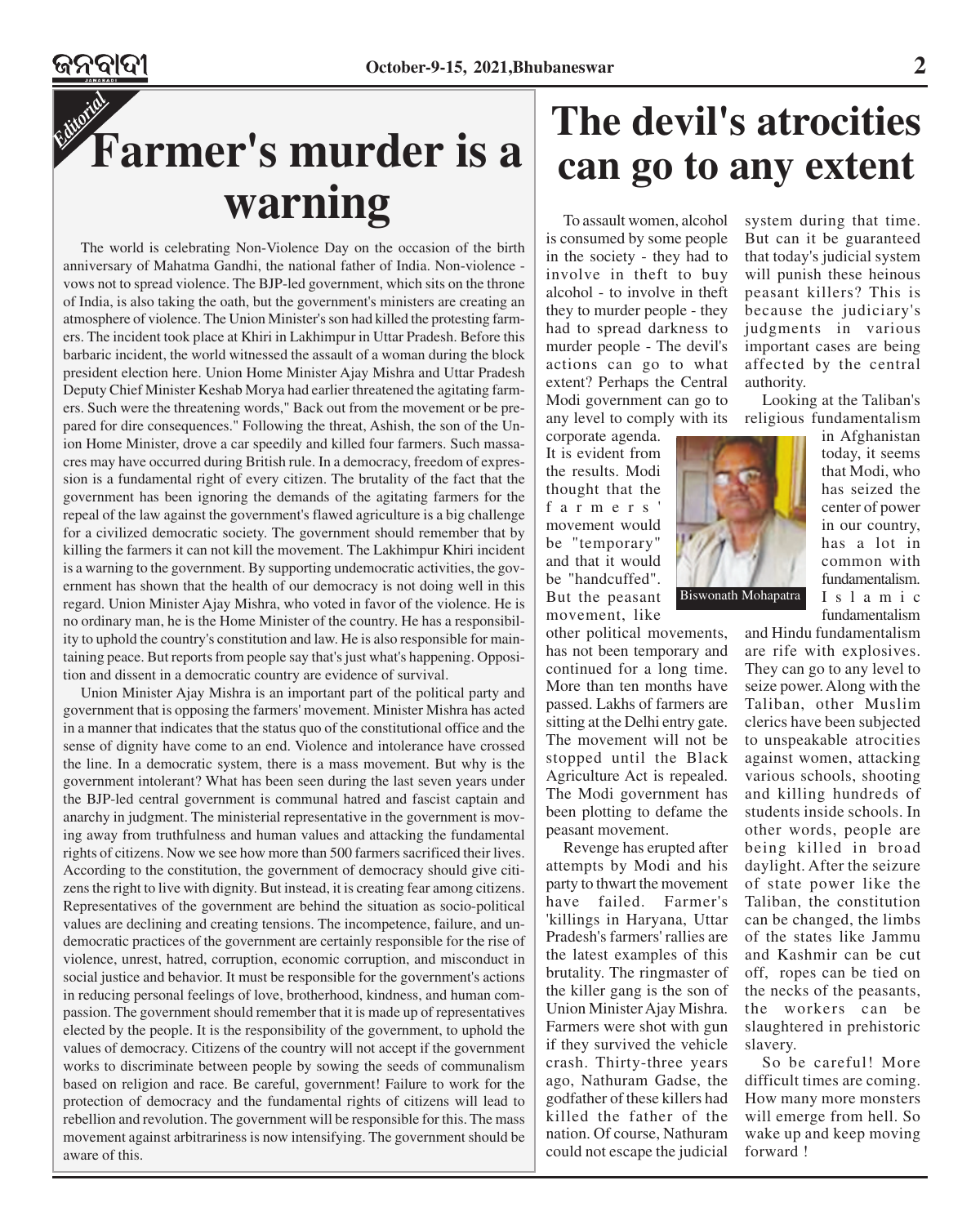*Editorial*

# Farmer's murder is a warning

The world is celebrating Non-Violence Day on the occasion of the birth anniversary of Mahatma Gandhi, the national father of India. Non-violence - vows not to spread violence. The BJP-led government, which sits on the throne of India, is also taking the oath, but the government's ministers are creating an atmosphere of violence. The Union Minister's son had killed the protesting farmers. The incident took place at Khiri in Lakhimpur in Uttar Pradesh. Before this barbaric incident, the world witnessed the assault of a woman during the block president election here. Union Home Minister Ajay Mishra and Uttar Pradesh Deputy Chief Minister Keshab Morya had earlier threatened the agitating farmers. Such were the threatening words," Back out from the movement or be prepared for dire consequences." Following the threat, Ashish, the son of the Union Home Minister, drove a car speedily and killed four farmers. Such massacres may have occurred during British rule. In a democracy, freedom of expression is a fundamental right of every citizen. The brutality of the fact that the government has been ignoring the demands of the agitating farmers for the repeal of the law against the government's flawed agriculture is a big challenge for a civilized democratic society. The government should remember that by killing the farmers it can not kill the movement. The Lakhimpur Khiri incident is a warning to the government. By supporting undemocratic activities, the government has shown that the health of our democracy is not doing well in this regard. Union Minister Ajay Mishra, who voted in favor of the violence. He is no ordinary man, he is the Home Minister of the country. He has a responsibility to uphold the country's constitution and law. He is also responsible for maintaining peace. But reports from people say that's just what's happening. Opposition and dissent in a democratic country are evidence of survival.

Union Minister Ajay Mishra is an important part of the political party and government that is opposing the farmers' movement. Minister Mishra has acted in a manner that indicates that the status quo of the constitutional office and the sense of dignity have come to an end. Violence and intolerance have crossed the line. In a democratic system, there is a mass movement. But why is the government intolerant? What has been seen during the last seven years under the BJP-led central government is communal hatred and fascist captain and anarchy in judgment. The ministerial representative in the government is moving away from truthfulness and human values and attacking the fundamental rights of citizens. Now we see how more than 500 farmers sacrificed their lives. According to the constitution, the government of democracy should give citizens the right to live with dignity. But instead, it is creating fear among citizens. Representatives of the government are behind the situation as socio-political values are declining and creating tensions. The incompetence, failure, and undemocratic practices of the government are certainly responsible for the rise of violence, unrest, hatred, corruption, economic corruption, and misconduct in social justice and behavior. It must be responsible for the government's actions in reducing personal feelings of love, brotherhood, kindness, and human compassion. The government should remember that it is made up of representatives elected by the people. It is the responsibility of the government, to uphold the values of democracy. Citizens of the country will not accept if the government works to discriminate between people by sowing the seeds of communalism based on religion and race. Be careful, government! Failure to work for the protection of democracy and the fundamental rights of citizens will lead to rebellion and revolution. The government will be responsible for this. The mass movement against arbitrariness is now intensifying. The government should be aware of this.

# The devil's atrocities can go to any extent

To assault women, alcohol is consumed by some people in the society - they had to involve in theft to buy alcohol - to involve in theft they to murder people - they had to spread darkness to murder people - The devil's actions can go to what extent? Perhaps the Central Modi government can go to any level to comply with its corporate agenda. It is evident from the results. Modi thought that the farmers' movement would be "temporary" and that it would be "handcuffed". But the peasant movement, like other political movements, has not been temporary and continued for a long time. More than ten months have passed. Lakhs of farmers are sitting at the Delhi entry gate. The movement will not be stopped until the Black Agriculture Act is repealed. The Modi government has been plotting to defame the peasant movement.

Revenge has erupted after attempts by Modi and his party to thwart the movement have failed. Farmer's 'killings in Haryana, Uttar Pradesh's farmers' rallies are the latest examples of this brutality. The ringmaster of the killer gang is the son of Union Minister Ajay Mishra. Farmers were shot with gun if they survived the vehicle crash. Thirty-three years ago, Nathuram Gadse, the godfather of these killers had killed the father of the nation. Of course, Nathuram could not escape the judicial system during that time. But can it be guaranteed that today's judicial system will punish these heinous peasant killers? This is because the judiciary's judgments in various important cases are being affected by the central authority.

Looking at the Taliban's religious fundamentalism in Afghanistan today, it seems that Modi, who has seized the center of power in our country, has a lot in common with fundamentalism. Islamic fundamentalism and Hindu fundamentalism are rife with explosives. They can go to any level to seize power. Along with the Taliban, other Muslim clerics have been subjected to unspeakable atrocities against women, attacking various schools, shooting and killing hundreds of students inside schools. In other words, people are being killed in broad daylight. After the seizure of state power like the Taliban, the constitution can be changed, the limbs of the states like Jammu and Kashmir can be cut off, ropes can be tied on the necks of the peasants, the workers can be slaughtered in prehistoric slavery.

Biswonath Mohapatra

So be careful! More difficult times are coming. How many more monsters will emerge from hell. So wake up and keep moving forward !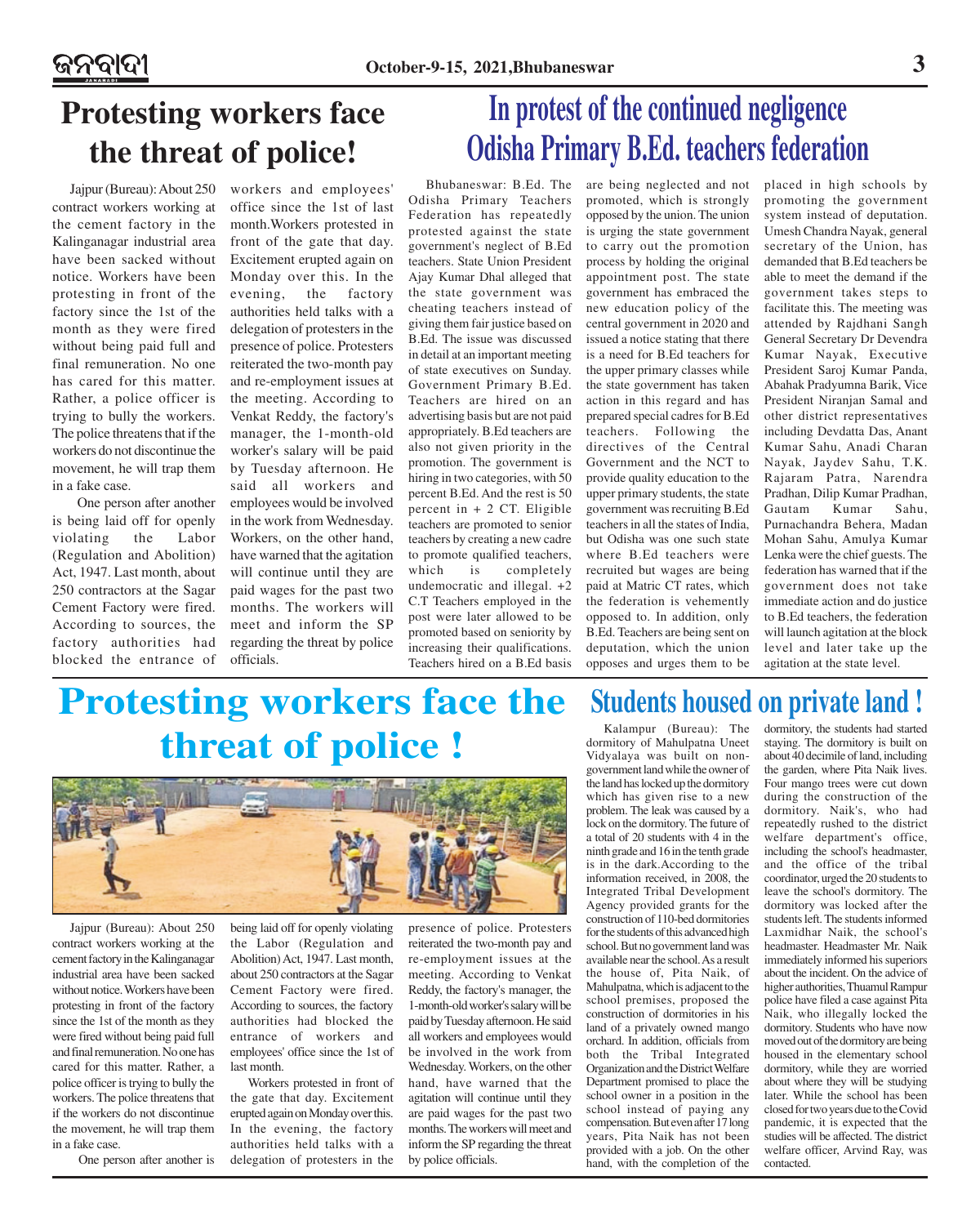# Protesting workers face the threat of police!

Jajpur (Bureau): About 250 contract workers working at the cement factory in the Kalinganagar industrial area have been sacked without notice. Workers have been protesting in front of the factory since the 1st of the month as they were fired without being paid full and final remuneration. No one has cared for this matter. Rather, a police officer is trying to bully the workers. The police threatens that if the workers do not discontinue the movement, he will trap them in a fake case.

One person after another is being laid off for openly violating the Labor (Regulation and Abolition) Act, 1947. Last month, about 250 contractors at the Sagar Cement Factory were fired. According to sources, the factory authorities had blocked the entrance of workers and employees' office since the 1st of last month.Workers protested in front of the gate that day. Excitement erupted again on Monday over this. In the evening, the factory authorities held talks with a delegation of protesters in the presence of police. Protesters reiterated the two-month pay and re-employment issues at the meeting. According to Venkat Reddy, the factory's manager, the 1-month-old worker's salary will be paid by Tuesday afternoon. He said all workers and employees would be involved in the work from Wednesday. Workers, on the other hand, have warned that the agitation will continue until they are paid wages for the past two months. The workers will meet and inform the SP regarding the threat by police officials.

# In protest of the continued negligence Odisha Primary B.Ed. teachers federation

Bhubaneswar: B.Ed. The Odisha Primary Teachers Federation has repeatedly protested against the state government's neglect of B.Ed teachers. State Union President Ajay Kumar Dhal alleged that the state government was cheating teachers instead of giving them fair justice based on B.Ed. The issue was discussed in detail at an important meeting of state executives on Sunday. Government Primary B.Ed. Teachers are hired on an advertising basis but are not paid appropriately. B.Ed teachers are also not given priority in the promotion. The government is hiring in two categories, with 50 percent B.Ed. And the rest is 50 percent in + 2 CT. Eligible teachers are promoted to senior teachers by creating a new cadre to promote qualified teachers, which is completely undemocratic and illegal. +2 C.T Teachers employed in the post were later allowed to be promoted based on seniority by increasing their qualifications. Teachers hired on a B.Ed basis are being neglected and not promoted, which is strongly opposed by the union. The union is urging the state government to carry out the promotion process by holding the original appointment post. The state government has embraced the new education policy of the central government in 2020 and issued a notice stating that there is a need for B.Ed teachers for the upper primary classes while the state government has taken action in this regard and has prepared special cadres for B.Ed teachers. Following the directives of the Central Government and the NCT to provide quality education to the upper primary students, the state government was recruiting B.Ed teachers in all the states of India, but Odisha was one such state where B.Ed teachers were recruited but wages are being paid at Matric CT rates, which the federation is vehemently opposed to. In addition, only B.Ed. Teachers are being sent on deputation, which the union opposes and urges them to be placed in high schools by promoting the government system instead of deputation. Umesh Chandra Nayak, general secretary of the Union, has demanded that B.Ed teachers be able to meet the demand if the government takes steps to facilitate this. The meeting was attended by Rajdhani Sangh General Secretary Dr Devendra Kumar Nayak, Executive President Saroj Kumar Panda, Abahak Pradyumna Barik, Vice President Niranjan Samal and other district representatives including Devdatta Das, Anant Kumar Sahu, Anadi Charan Nayak, Jaydev Sahu, T.K. Rajaram Patra, Narendra Pradhan, Dilip Kumar Pradhan, Gautam Kumar Sahu, Purnachandra Behera, Madan Mohan Sahu, Amulya Kumar Lenka were the chief guests. The federation has warned that if the government does not take immediate action and do justice to B.Ed teachers, the federation will launch agitation at the block level and later take up the agitation at the state level.

# Protesting workers face the threat of police !

Jajpur (Bureau): About 250 contract workers working at the cement factory in the Kalinganagar industrial area have been sacked without notice. Workers have been protesting in front of the factory since the 1st of the month as they were fired without being paid full and final remuneration. No one has cared for this matter. Rather, a police officer is trying to bully the workers. The police threatens that if the workers do not discontinue the movement, he will trap them in a fake case.

One person after another is being laid off for openly violating the Labor (Regulation and Abolition) Act, 1947. Last month, about 250 contractors at the Sagar Cement Factory were fired. According to sources, the factory authorities had blocked the entrance of workers and employees' office since the 1st of last month.

Workers protested in front of the gate that day. Excitement erupted again on Monday over this. In the evening, the factory authorities held talks with a delegation of protesters in the presence of police. Protesters reiterated the two-month pay and re-employment issues at the meeting. According to Venkat Reddy, the factory's manager, the 1-month-old worker's salary will be paid by Tuesday afternoon. He said all workers and employees would be involved in the work from Wednesday. Workers, on the other hand, have warned that the agitation will continue until they are paid wages for the past two months. The workers will meet and inform the SP regarding the threat by police officials.

# Students housed on private land !

Kalampur (Bureau): The dormitory of Mahulpatna Uneet Vidyalaya was built on non-government land while the owner of the land has locked up the dormitory which has given rise to a new problem. The leak was caused by a lock on the dormitory. The future of a total of 20 students with 4 in the ninth grade and 16 in the tenth grade is in the dark.According to the information received, in 2008, the Integrated Tribal Development Agency provided grants for the construction of 110-bed dormitories for the students of this advanced high school. But no government land was available near the school. As a result the house of, Pita Naik, of Mahulpatna, which is adjacent to the school premises, proposed the construction of dormitories in his land of a privately owned mango orchard. In addition, officials from both the Tribal Integrated Organization and the District Welfare Department promised to place the school owner in a position in the school instead of paying any compensation. But even after 17 long years, Pita Naik has not been provided with a job. On the other hand, with the completion of the dormitory, the students had started staying. The dormitory is built on about 40 decimile of land, including the garden, where Pita Naik lives. Four mango trees were cut down during the construction of the dormitory. Naik's, who had repeatedly rushed to the district welfare department's office, including the school's headmaster, and the office of the tribal coordinator, urged the 20 students to leave the school's dormitory. The dormitory was locked after the students left. The students informed Laxmidhar Naik, the school's headmaster. Headmaster Mr. Naik immediately informed his superiors about the incident. On the advice of higher authorities, Thuamul Rampur police have filed a case against Pita Naik, who illegally locked the dormitory. Students who have now moved out of the dormitory are being housed in the elementary school dormitory, while they are worried about where they will be studying later. While the school has been closed for two years due to the Covid pandemic, it is expected that the studies will be affected. The district welfare officer, Arvind Ray, was contacted.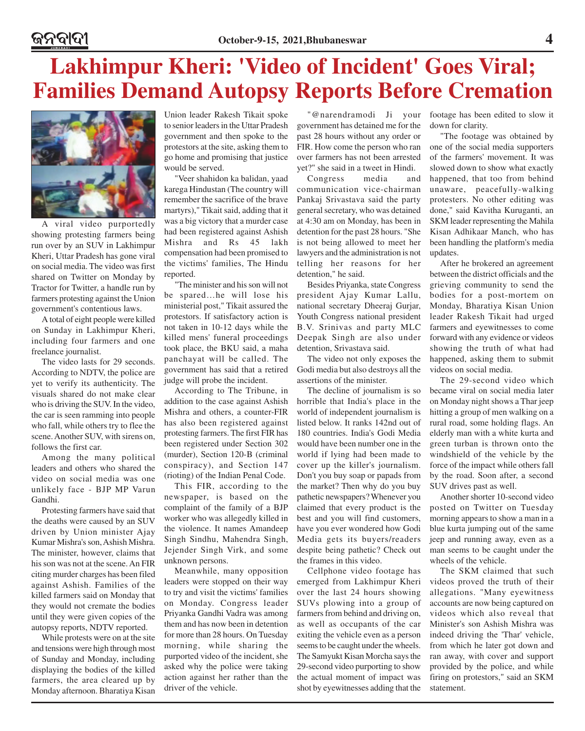# Lakhimpur Kheri: 'Video of Incident' Goes Viral; Families Demand Autopsy Reports Before Cremation

A viral video purportedly showing protesting farmers being run over by an SUV in Lakhimpur Kheri, Uttar Pradesh has gone viral on social media. The video was first shared on Twitter on Monday by Tractor for Twitter, a handle run by farmers protesting against the Union government's contentious laws.

A total of eight people were killed on Sunday in Lakhimpur Kheri, including four farmers and one freelance journalist.

The video lasts for 29 seconds. According to NDTV, the police are yet to verify its authenticity. The visuals shared do not make clear who is driving the SUV. In the video, the car is seen ramming into people who fall, while others try to flee the scene. Another SUV, with sirens on, follows the first car.

Among the many political leaders and others who shared the video on social media was one unlikely face - BJP MP Varun Gandhi.

Protesting farmers have said that the deaths were caused by an SUV driven by Union minister Ajay Kumar Mishra's son, Ashish Mishra. The minister, however, claims that his son was not at the scene. An FIR citing murder charges has been filed against Ashish. Families of the killed farmers said on Monday that they would not cremate the bodies until they were given copies of the autopsy reports, NDTV reported.

While protests were on at the site and tensions were high through most of Sunday and Monday, including displaying the bodies of the killed farmers, the area cleared up by Monday afternoon. Bharatiya Kisan Union leader Rakesh Tikait spoke to senior leaders in the Uttar Pradesh government and then spoke to the protestors at the site, asking them to go home and promising that justice would be served.

"Veer shahidon ka balidan, yaad karega Hindustan (The country will remember the sacrifice of the brave martyrs)," Tikait said, adding that it was a big victory that a murder case had been registered against Ashish Mishra and Rs 45 lakh compensation had been promised to the victims' families, The Hindu reported.

"The minister and his son will not be spared...he will lose his ministerial post," Tikait assured the protestors. If satisfactory action is not taken in 10-12 days while the killed mens' funeral proceedings took place, the BKU said, a maha panchayat will be called. The government has said that a retired judge will probe the incident.

According to The Tribune, in addition to the case against Ashish Mishra and others, a counter-FIR has also been registered against protesting farmers. The first FIR has been registered under Section 302 (murder), Section 120-B (criminal conspiracy), and Section 147 (rioting) of the Indian Penal Code.

This FIR, according to the newspaper, is based on the complaint of the family of a BJP worker who was allegedly killed in the violence. It names Amandeep Singh Sindhu, Mahendra Singh, Jejender Singh Virk, and some unknown persons.

Meanwhile, many opposition leaders were stopped on their way to try and visit the victims' families on Monday. Congress leader Priyanka Gandhi Vadra was among them and has now been in detention for more than 28 hours. On Tuesday morning, while sharing the purported video of the incident, she asked why the police were taking action against her rather than the driver of the vehicle.

"@narendramodi Ji your government has detained me for the past 28 hours without any order or FIR. How come the person who ran over farmers has not been arrested yet?" she said in a tweet in Hindi.

Congress media and communication vice-chairman Pankaj Srivastava said the party general secretary, who was detained at 4:30 am on Monday, has been in detention for the past 28 hours. "She is not being allowed to meet her lawyers and the administration is not telling her reasons for her detention," he said.

Besides Priyanka, state Congress president Ajay Kumar Lallu, national secretary Dheeraj Gurjar, Youth Congress national president B.V. Srinivas and party MLC Deepak Singh are also under detention, Srivastava said.

The video not only exposes the Godi media but also destroys all the assertions of the minister.

The decline of journalism is so horrible that India's place in the world of independent journalism is listed below. It ranks 142nd out of 180 countries. India's Godi Media would have been number one in the world if lying had been made to cover up the killer's journalism. Don't you buy soap or papads from the market? Then why do you buy pathetic newspapers? Whenever you claimed that every product is the best and you will find customers, have you ever wondered how Godi Media gets its buyers/readers despite being pathetic? Check out the frames in this video.

Cellphone video footage has emerged from Lakhimpur Kheri over the last 24 hours showing SUVs plowing into a group of farmers from behind and driving on, as well as occupants of the car exiting the vehicle even as a person seems to be caught under the vehicle. The Samyukt Kisan Morcha says the 29-second video purporting to show the actual moment of impact was shot by eyewitnesses adding that the footage has been edited to slow it down for clarity.

"The footage was obtained by one of the social media supporters of the farmers' movement. It was slowed down to show what exactly happened, that too from behind unaware, peacefully-walking protesters. No other editing was done," said Kavitha Kuruganti, an SKM leader representing the Mahila Kisan Adhikaar Manch, who has been handling the platform's media updates.

After he brokered an agreement between the district officials and the grieving community to send the bodies for a post-mortem on Monday, Bharatiya Kisan Union leader Rakesh Tikait had urged farmers and eyewitnesses to come forward with any evidence or videos showing the truth of what had happened, asking them to submit videos on social media.

The 29-second video which became viral on social media later on Monday night shows a Thar jeep hitting a group of men walking on a rural road, some holding flags. An elderly man with a white kurta and green turban is thrown onto the windshield of the vehicle by the force of the impact while others fall by the road. Soon after, a second SUV drives past as well.

Another shorter 10-second video posted on Twitter on Tuesday morning appears to show a man in a blue kurta jumping out of the same jeep and running away, even as a man seems to be caught under the wheels of the vehicle.

The SKM claimed that such videos proved the truth of their allegations. "Many eyewitness accounts are now being captured on videos which also reveal that Minister's son Ashish Mishra was indeed driving the 'Thar' vehicle, from which he later got down and ran away, with cover and support provided by the police, and while firing on protestors," said an SKM statement.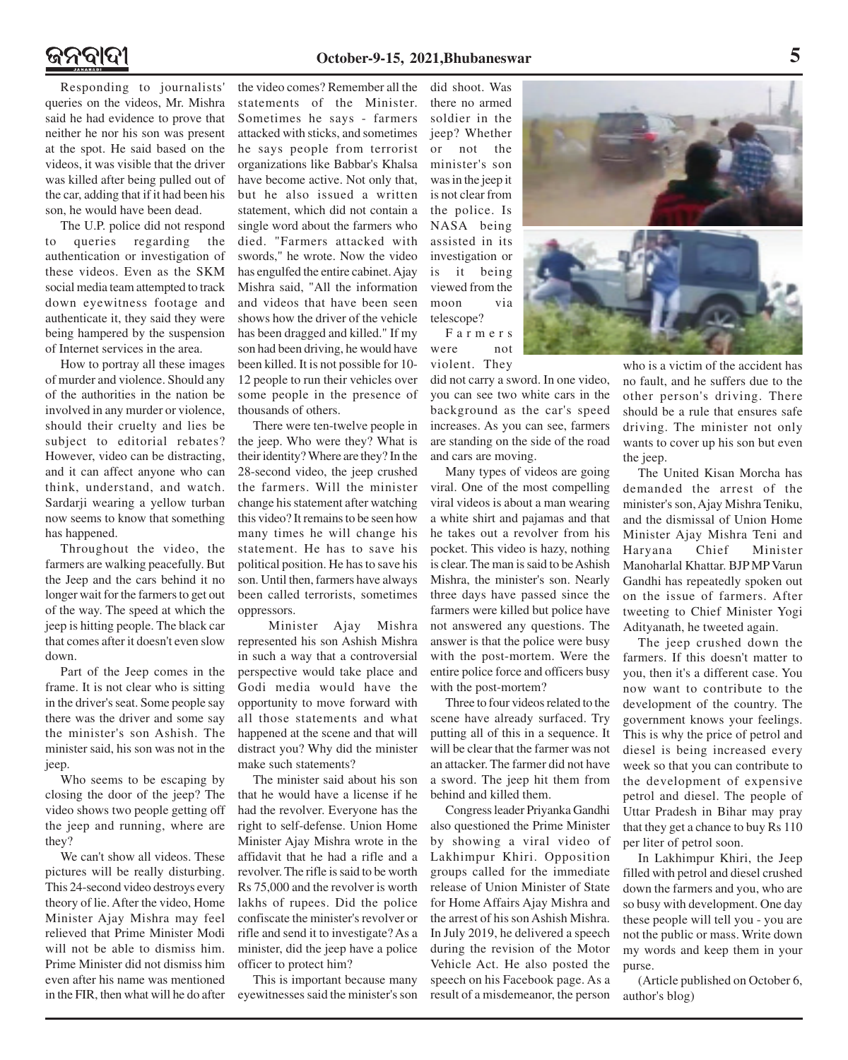Responding to journalists' queries on the videos, Mr. Mishra said he had evidence to prove that neither he nor his son was present at the spot. He said based on the videos, it was visible that the driver was killed after being pulled out of the car, adding that if it had been his son, he would have been dead.

The U.P. police did not respond to queries regarding the authentication or investigation of these videos. Even as the SKM social media team attempted to track down eyewitness footage and authenticate it, they said they were being hampered by the suspension of Internet services in the area.

How to portray all these images of murder and violence. Should any of the authorities in the nation be involved in any murder or violence, should their cruelty and lies be subject to editorial rebates? However, video can be distracting, and it can affect anyone who can think, understand, and watch. Sardarji wearing a yellow turban now seems to know that something has happened.

Throughout the video, the farmers are walking peacefully. But the Jeep and the cars behind it no longer wait for the farmers to get out of the way. The speed at which the jeep is hitting people. The black car that comes after it doesn't even slow down.

Part of the Jeep comes in the frame. It is not clear who is sitting in the driver's seat. Some people say there was the driver and some say the minister's son Ashish. The minister said, his son was not in the jeep.

Who seems to be escaping by closing the door of the jeep? The video shows two people getting off the jeep and running, where are they?

We can't show all videos. These pictures will be really disturbing. This 24-second video destroys every theory of lie. After the video, Home Minister Ajay Mishra may feel relieved that Prime Minister Modi will not be able to dismiss him. Prime Minister did not dismiss him even after his name was mentioned in the FIR, then what will he do after the video comes? Remember all the statements of the Minister. Sometimes he says - farmers attacked with sticks, and sometimes he says people from terrorist organizations like Babbar's Khalsa have become active. Not only that, but he also issued a written statement, which did not contain a single word about the farmers who died. "Farmers attacked with swords," he wrote. Now the video has engulfed the entire cabinet. Ajay Mishra said, "All the information and videos that have been seen shows how the driver of the vehicle has been dragged and killed." If my son had been driving, he would have been killed. It is not possible for 10-12 people to run their vehicles over some people in the presence of thousands of others.

There were ten-twelve people in the jeep. Who were they? What is their identity? Where are they? In the 28-second video, the jeep crushed the farmers. Will the minister change his statement after watching this video? It remains to be seen how many times he will change his statement. He has to save his political position. He has to save his son. Until then, farmers have always been called terrorists, sometimes oppressors.

Minister Ajay Mishra represented his son Ashish Mishra in such a way that a controversial perspective would take place and Godi media would have the opportunity to move forward with all those statements and what happened at the scene and that will distract you? Why did the minister make such statements?

The minister said about his son that he would have a license if he had the revolver. Everyone has the right to self-defense. Union Home Minister Ajay Mishra wrote in the affidavit that he had a rifle and a revolver. The rifle is said to be worth Rs 75,000 and the revolver is worth lakhs of rupees. Did the police confiscate the minister's revolver or rifle and send it to investigate? As a minister, did the jeep have a police officer to protect him?

This is important because many eyewitnesses said the minister's son did shoot. Was there no armed soldier in the jeep? Whether or not the minister's son was in the jeep it is not clear from the police. Is NASA being assisted in its investigation or is it being viewed from the moon via telescope?

Farmers were not violent. They did not carry a sword. In one video, you can see two white cars in the background as the car's speed increases. As you can see, farmers are standing on the side of the road and cars are moving.

Many types of videos are going viral. One of the most compelling viral videos is about a man wearing a white shirt and pajamas and that he takes out a revolver from his pocket. This video is hazy, nothing is clear. The man is said to be Ashish Mishra, the minister's son. Nearly three days have passed since the farmers were killed but police have not answered any questions. The answer is that the police were busy with the post-mortem. Were the entire police force and officers busy with the post-mortem?

Three to four videos related to the scene have already surfaced. Try putting all of this in a sequence. It will be clear that the farmer was not an attacker. The farmer did not have a sword. The jeep hit them from behind and killed them.

Congress leader Priyanka Gandhi also questioned the Prime Minister by showing a viral video of Lakhimpur Khiri. Opposition groups called for the immediate release of Union Minister of State for Home Affairs Ajay Mishra and the arrest of his son Ashish Mishra. In July 2019, he delivered a speech during the revision of the Motor Vehicle Act. He also posted the speech on his Facebook page. As a result of a misdemeanor, the person who is a victim of the accident has no fault, and he suffers due to the other person's driving. There should be a rule that ensures safe driving. The minister not only wants to cover up his son but even the jeep.

The United Kisan Morcha has demanded the arrest of the minister's son, Ajay Mishra Teniku, and the dismissal of Union Home Minister Ajay Mishra Teni and Haryana Chief Minister Manoharlal Khattar. BJP MP Varun Gandhi has repeatedly spoken out on the issue of farmers. After tweeting to Chief Minister Yogi Adityanath, he tweeted again.

The jeep crushed down the farmers. If this doesn't matter to you, then it's a different case. You now want to contribute to the development of the country. The government knows your feelings. This is why the price of petrol and diesel is being increased every week so that you can contribute to the development of expensive petrol and diesel. The people of Uttar Pradesh in Bihar may pray that they get a chance to buy Rs 110 per liter of petrol soon.

In Lakhimpur Khiri, the Jeep filled with petrol and diesel crushed down the farmers and you, who are so busy with development. One day these people will tell you - you are not the public or mass. Write down my words and keep them in your purse.

(Article published on October 6, author's blog)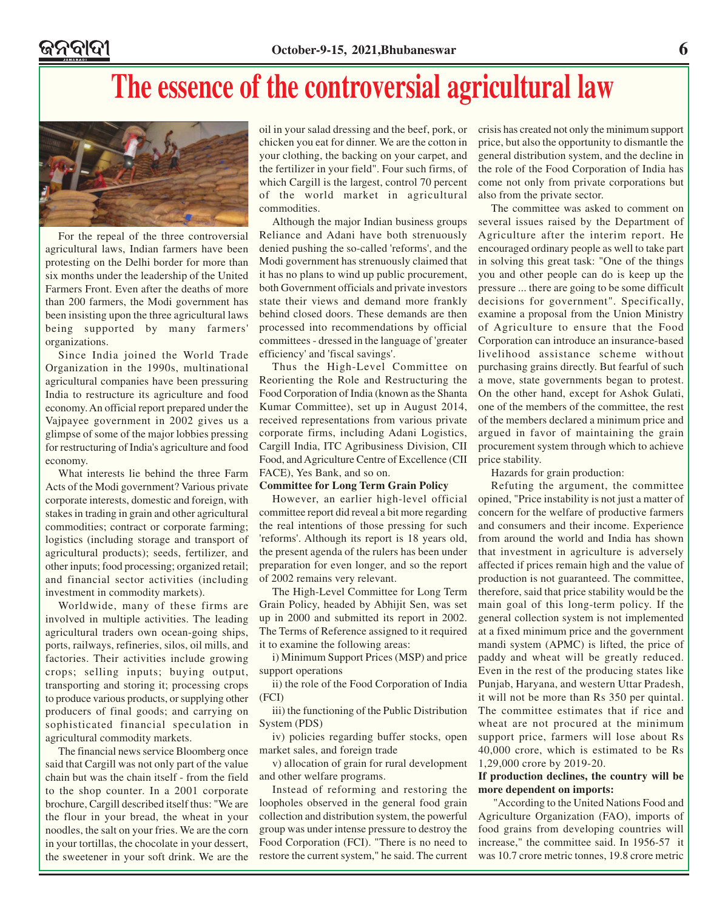# The essence of the controversial agricultural law

For the repeal of the three controversial agricultural laws, Indian farmers have been protesting on the Delhi border for more than six months under the leadership of the United Farmers Front. Even after the deaths of more than 200 farmers, the Modi government has been insisting upon the three agricultural laws being supported by many farmers' organizations.

Since India joined the World Trade Organization in the 1990s, multinational agricultural companies have been pressuring India to restructure its agriculture and food economy. An official report prepared under the Vajpayee government in 2002 gives us a glimpse of some of the major lobbies pressing for restructuring of India's agriculture and food economy.

What interests lie behind the three Farm Acts of the Modi government? Various private corporate interests, domestic and foreign, with stakes in trading in grain and other agricultural commodities; contract or corporate farming; logistics (including storage and transport of agricultural products); seeds, fertilizer, and other inputs; food processing; organized retail; and financial sector activities (including investment in commodity markets).

Worldwide, many of these firms are involved in multiple activities. The leading agricultural traders own ocean-going ships, ports, railways, refineries, silos, oil mills, and factories. Their activities include growing crops; selling inputs; buying output, transporting and storing it; processing crops to produce various products, or supplying other producers of final goods; and carrying on sophisticated financial speculation in agricultural commodity markets.

The financial news service Bloomberg once said that Cargill was not only part of the value chain but was the chain itself - from the field to the shop counter. In a 2001 corporate brochure, Cargill described itself thus: "We are the flour in your bread, the wheat in your noodles, the salt on your fries. We are the corn in your tortillas, the chocolate in your dessert, the sweetener in your soft drink. We are the oil in your salad dressing and the beef, pork, or chicken you eat for dinner. We are the cotton in your clothing, the backing on your carpet, and the fertilizer in your field". Four such firms, of which Cargill is the largest, control 70 percent of the world market in agricultural commodities.

Although the major Indian business groups Reliance and Adani have both strenuously denied pushing the so-called 'reforms', and the Modi government has strenuously claimed that it has no plans to wind up public procurement, both Government officials and private investors state their views and demand more frankly behind closed doors. These demands are then processed into recommendations by official committees - dressed in the language of 'greater efficiency' and 'fiscal savings'.

Thus the High-Level Committee on Reorienting the Role and Restructuring the Food Corporation of India (known as the Shanta Kumar Committee), set up in August 2014, received representations from various private corporate firms, including Adani Logistics, Cargill India, ITC Agribusiness Division, CII Food, and Agriculture Centre of Excellence (CII FACE), Yes Bank, and so on.

**Committee for Long Term Grain Policy**

However, an earlier high-level official committee report did reveal a bit more regarding the real intentions of those pressing for such 'reforms'. Although its report is 18 years old, the present agenda of the rulers has been under preparation for even longer, and so the report of 2002 remains very relevant.

The High-Level Committee for Long Term Grain Policy, headed by Abhijit Sen, was set up in 2000 and submitted its report in 2002. The Terms of Reference assigned to it required it to examine the following areas:

i) Minimum Support Prices (MSP) and price support operations

ii) the role of the Food Corporation of India (FCI)

iii) the functioning of the Public Distribution System (PDS)

iv) policies regarding buffer stocks, open market sales, and foreign trade

v) allocation of grain for rural development and other welfare programs.

Instead of reforming and restoring the loopholes observed in the general food grain collection and distribution system, the powerful group was under intense pressure to destroy the Food Corporation (FCI). "There is no need to restore the current system," he said. The current crisis has created not only the minimum support price, but also the opportunity to dismantle the general distribution system, and the decline in the role of the Food Corporation of India has come not only from private corporations but also from the private sector.

The committee was asked to comment on several issues raised by the Department of Agriculture after the interim report. He encouraged ordinary people as well to take part in solving this great task: "One of the things you and other people can do is keep up the pressure ... there are going to be some difficult decisions for government". Specifically, examine a proposal from the Union Ministry of Agriculture to ensure that the Food Corporation can introduce an insurance-based livelihood assistance scheme without purchasing grains directly. But fearful of such a move, state governments began to protest. On the other hand, except for Ashok Gulati, one of the members of the committee, the rest of the members declared a minimum price and argued in favor of maintaining the grain procurement system through which to achieve price stability.

Hazards for grain production:

Refuting the argument, the committee opined, "Price instability is not just a matter of concern for the welfare of productive farmers and consumers and their income. Experience from around the world and India has shown that investment in agriculture is adversely affected if prices remain high and the value of production is not guaranteed. The committee, therefore, said that price stability would be the main goal of this long-term policy. If the general collection system is not implemented at a fixed minimum price and the government mandi system (APMC) is lifted, the price of paddy and wheat will be greatly reduced. Even in the rest of the producing states like Punjab, Haryana, and western Uttar Pradesh, it will not be more than Rs 350 per quintal. The committee estimates that if rice and wheat are not procured at the minimum support price, farmers will lose about Rs 40,000 crore, which is estimated to be Rs 1,29,000 crore by 2019-20.

**If production declines, the country will be more dependent on imports:**

"According to the United Nations Food and Agriculture Organization (FAO), imports of food grains from developing countries will increase," the committee said. In 1956-57 it was 10.7 crore metric tonnes, 19.8 crore metric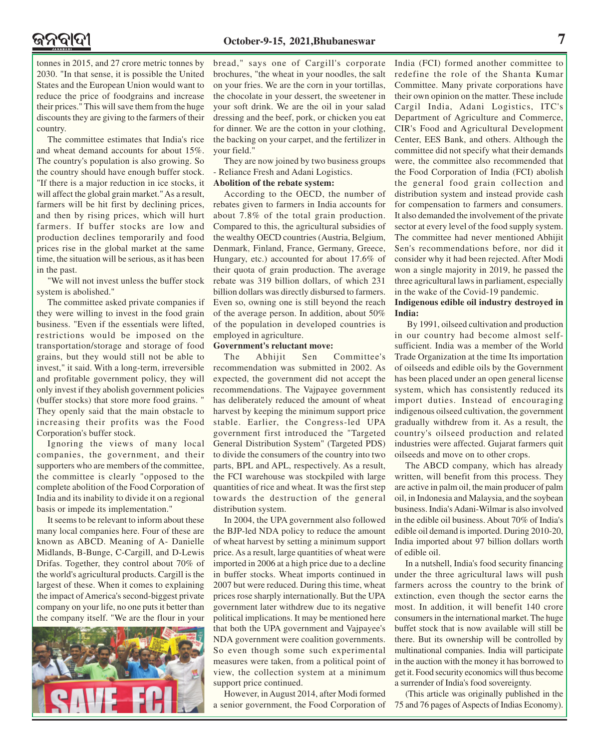tonnes in 2015, and 27 crore metric tonnes by 2030. "In that sense, it is possible the United States and the European Union would want to reduce the price of foodgrains and increase their prices." This will save them from the huge discounts they are giving to the farmers of their country.

The committee estimates that India's rice and wheat demand accounts for about 15%. The country's population is also growing. So the country should have enough buffer stock. "If there is a major reduction in ice stocks, it will affect the global grain market." As a result, farmers will be hit first by declining prices, and then by rising prices, which will hurt farmers. If buffer stocks are low and production declines temporarily and food prices rise in the global market at the same time, the situation will be serious, as it has been in the past.

"We will not invest unless the buffer stock system is abolished."

The committee asked private companies if they were willing to invest in the food grain business. "Even if the essentials were lifted, restrictions would be imposed on the transportation/storage and storage of food grains, but they would still not be able to invest," it said. With a long-term, irreversible and profitable government policy, they will only invest if they abolish government policies (buffer stocks) that store more food grains. " They openly said that the main obstacle to increasing their profits was the Food Corporation's buffer stock.

Ignoring the views of many local companies, the government, and their supporters who are members of the committee, the committee is clearly "opposed to the complete abolition of the Food Corporation of India and its inability to divide it on a regional basis or impede its implementation."

It seems to be relevant to inform about these many local companies here. Four of these are known as ABCD. Meaning of A- Danielle Midlands, B-Bunge, C-Cargill, and D-Lewis Drifas. Together, they control about 70% of the world's agricultural products. Cargill is the largest of these. When it comes to explaining the impact of America's second-biggest private company on your life, no one puts it better than the company itself. "We are the flour in your bread," says one of Cargill's corporate brochures, "the wheat in your noodles, the salt on your fries. We are the corn in your tortillas, the chocolate in your dessert, the sweetener in your soft drink. We are the oil in your salad dressing and the beef, pork, or chicken you eat for dinner. We are the cotton in your clothing, the backing on your carpet, and the fertilizer in your field."

They are now joined by two business groups - Reliance Fresh and Adani Logistics.

**Abolition of the rebate system:**

According to the OECD, the number of rebates given to farmers in India accounts for about 7.8% of the total grain production. Compared to this, the agricultural subsidies of the wealthy OECD countries (Austria, Belgium, Denmark, Finland, France, Germany, Greece, Hungary, etc.) accounted for about 17.6% of their quota of grain production. The average rebate was 319 billion dollars, of which 231 billion dollars was directly disbursed to farmers. Even so, owning one is still beyond the reach of the average person. In addition, about 50% of the population in developed countries is employed in agriculture.

**Government's reluctant move:**

The Abhijit Sen Committee's recommendation was submitted in 2002. As expected, the government did not accept the recommendations. The Vajpayee government has deliberately reduced the amount of wheat harvest by keeping the minimum support price stable. Earlier, the Congress-led UPA government first introduced the "Targeted General Distribution System" (Targeted PDS) to divide the consumers of the country into two parts, BPL and APL, respectively. As a result, the FCI warehouse was stockpiled with large quantities of rice and wheat. It was the first step towards the destruction of the general distribution system.

In 2004, the UPA government also followed the BJP-led NDA policy to reduce the amount of wheat harvest by setting a minimum support price. As a result, large quantities of wheat were imported in 2006 at a high price due to a decline in buffer stocks. Wheat imports continued in 2007 but were reduced. During this time, wheat prices rose sharply internationally. But the UPA government later withdrew due to its negative political implications. It may be mentioned here that both the UPA government and Vajpayee's NDA government were coalition governments. So even though some such experimental measures were taken, from a political point of view, the collection system at a minimum support price continued.

However, in August 2014, after Modi formed a senior government, the Food Corporation of India (FCI) formed another committee to redefine the role of the Shanta Kumar Committee. Many private corporations have their own opinion on the matter. These include Cargil India, Adani Logistics, ITC's Department of Agriculture and Commerce, CIR's Food and Agricultural Development Center, EES Bank, and others. Although the committee did not specify what their demands were, the committee also recommended that the Food Corporation of India (FCI) abolish the general food grain collection and distribution system and instead provide cash for compensation to farmers and consumers. It also demanded the involvement of the private sector at every level of the food supply system. The committee had never mentioned Abhijit Sen's recommendations before, nor did it consider why it had been rejected. After Modi won a single majority in 2019, he passed the three agricultural laws in parliament, especially in the wake of the Covid-19 pandemic.

**Indigenous edible oil industry destroyed in India:**

By 1991, oilseed cultivation and production in our country had become almost self-sufficient. India was a member of the World Trade Organization at the time Its importation of oilseeds and edible oils by the Government has been placed under an open general license system, which has consistently reduced its import duties. Instead of encouraging indigenous oilseed cultivation, the government gradually withdrew from it. As a result, the country's oilseed production and related industries were affected. Gujarat farmers quit oilseeds and move on to other crops.

The ABCD company, which has already written, will benefit from this process. They are active in palm oil, the main producer of palm oil, in Indonesia and Malaysia, and the soybean business. India's Adani-Wilmar is also involved in the edible oil business. About 70% of India's edible oil demand is imported. During 2010-20, India imported about 97 billion dollars worth of edible oil.

In a nutshell, India's food security financing under the three agricultural laws will push farmers across the country to the brink of extinction, even though the sector earns the most. In addition, it will benefit 140 crore consumers in the international market. The huge buffet stock that is now available will still be there. But its ownership will be controlled by multinational companies. India will participate in the auction with the money it has borrowed to get it. Food security economics will thus become a surrender of India's food sovereignty.

(This article was originally published in the 75 and 76 pages of Aspects of Indias Economy).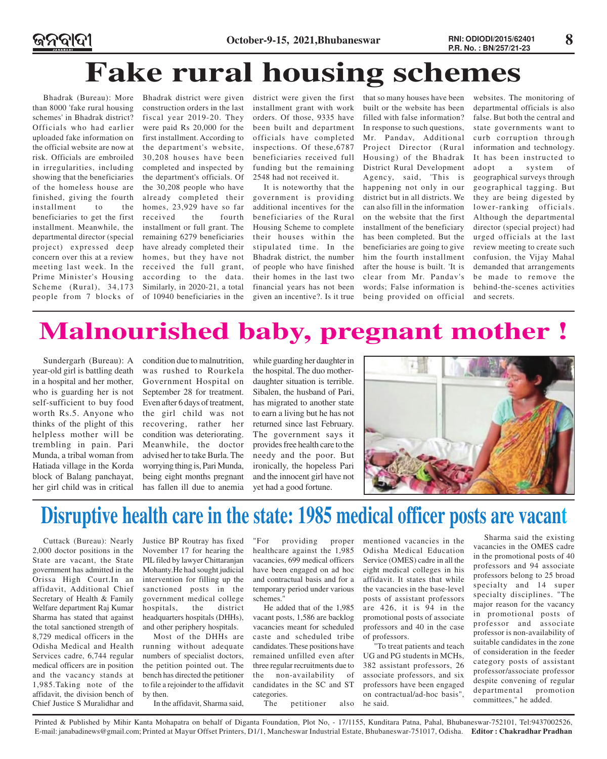# Fake rural housing schemes

Bhadrak (Bureau): More than 8000 'fake rural housing schemes' in Bhadrak district? Officials who had earlier uploaded fake information on the official website are now at risk. Officials are embroiled in irregularities, including showing that the beneficiaries of the homeless house are finished, giving the fourth installment to the beneficiaries to get the first installment. Meanwhile, the departmental director (special project) expressed deep concern over this at a review meeting last week. In the Prime Minister's Housing Scheme (Rural), 34,173 people from 7 blocks of Bhadrak district were given construction orders in the last fiscal year 2019-20. They were paid Rs 20,000 for the first installment. According to the department's website, 30,208 houses have been completed and inspected by the department's officials. Of the 30,208 people who have already completed their homes, 23,929 have so far received the fourth installment or full grant. The remaining 6279 beneficiaries have already completed their homes, but they have not received the full grant, according to the data. Similarly, in 2020-21, a total of 10940 beneficiaries in the district were given the first installment grant with work orders. Of those, 9335 have been built and department officials have completed inspections. Of these,6787 beneficiaries received full funding but the remaining 2548 had not received it.

It is noteworthy that the government is providing additional incentives for the beneficiaries of the Rural Housing Scheme to complete their houses within the stipulated time. In the Bhadrak district, the number of people who have finished their homes in the last two financial years has not been given an incentive?. Is it true that so many houses have been built or the website has been filled with false information? In response to such questions, Mr. Pandav, Additional Project Director (Rural Housing) of the Bhadrak District Rural Development Agency, said, 'This is happening not only in our district but in all districts. We can also fill in the information on the website that the first installment of the beneficiary has been completed. But the beneficiaries are going to give him the fourth installment after the house is built. 'It is clear from Mr. Pandav's words; False information is being provided on official websites. The monitoring of departmental officials is also false. But both the central and state governments want to curb corruption through information and technology. It has been instructed to adopt a system of geographical surveys through geographical tagging. But they are being digested by lower-ranking officials. Although the departmental director (special project) had urged officials at the last review meeting to create such confusion, the Vijay Mahal demanded that arrangements be made to remove the behind-the-scenes activities and secrets.

# Malnourished baby, pregnant mother !

Sundergarh (Bureau): A year-old girl is battling death in a hospital and her mother, who is guarding her is not self-sufficient to buy food worth Rs.5. Anyone who thinks of the plight of this helpless mother will be trembling in pain. Pari Munda, a tribal woman from Hatiada village in the Korda block of Balang panchayat, her girl child was in critical condition due to malnutrition, was rushed to Rourkela Government Hospital on September 28 for treatment. Even after 6 days of treatment, the girl child was not recovering, rather her condition was deteriorating. Meanwhile, the doctor advised her to take Burla. The worrying thing is, Pari Munda, being eight months pregnant has fallen ill due to anemia while guarding her daughter in the hospital. The duo mother-daughter situation is terrible. Sibalen, the husband of Pari, has migrated to another state to earn a living but he has not returned since last February. The government says it provides free health care to the needy and the poor. But ironically, the hopeless Pari and the innocent girl have not yet had a good fortune.

# Disruptive health care in the state: 1985 medical officer posts are vacant

Cuttack (Bureau): Nearly 2,000 doctor positions in the State are vacant, the State government has admitted in the Orissa High Court.In an affidavit, Additional Chief Secretary of Health & Family Welfare department Raj Kumar Sharma has stated that against the total sanctioned strength of 8,729 medical officers in the Odisha Medical and Health Services cadre, 6,744 regular medical officers are in position and the vacancy stands at 1,985.Taking note of the affidavit, the division bench of Chief Justice S Muralidhar and Justice BP Routray has fixed November 17 for hearing the PIL filed by lawyer Chittaranjan Mohanty.He had sought judicial intervention for filling up the sanctioned posts in the government medical college hospitals, the district headquarters hospitals (DHHs), and other periphery hospitals.

Most of the DHHs are running without adequate numbers of specialist doctors, the petition pointed out. The bench has directed the petitioner to file a rejoinder to the affidavit by then.

In the affidavit, Sharma said, "For providing proper healthcare against the 1,985 vacancies, 699 medical officers have been engaged on ad hoc and contractual basis and for a temporary period under various schemes."

He added that of the 1,985 vacant posts, 1,586 are backlog vacancies meant for scheduled caste and scheduled tribe candidates. These positions have remained unfilled even after three regular recruitments due to the non-availability of candidates in the SC and ST categories.

The petitioner also mentioned vacancies in the Odisha Medical Education Service (OMES) cadre in all the eight medical colleges in his affidavit. It states that while the vacancies in the base-level posts of assistant professors are 426, it is 94 in the promotional posts of associate professors and 40 in the case of professors.

"To treat patients and teach UG and PG students in MCHs, 382 assistant professors, 26 associate professors, and six professors have been engaged on contractual/ad-hoc basis", he said.

Sharma said the existing vacancies in the OMES cadre in the promotional posts of 40 professors and 94 associate professors belong to 25 broad specialty and 14 super specialty disciplines. "The major reason for the vacancy in promotional posts of professor and associate professor is non-availability of suitable candidates in the zone of consideration in the feeder category posts of assistant professor/associate professor despite convening of regular departmental promotion committees," he added.

Printed & Published by Mihir Kanta Mohapatra on behalf of Diganta Foundation, Plot No, - 17/1155, Kunditara Patna, Pahal, Bhubaneswar-752101, Tel:9437002526, E-mail: janabadinews@gmail.com; Printed at Mayur Offset Printers, D1/1, Mancheswar Industrial Estate, Bhubaneswar-751017, Odisha. **Editor : Chakradhar Pradhan**